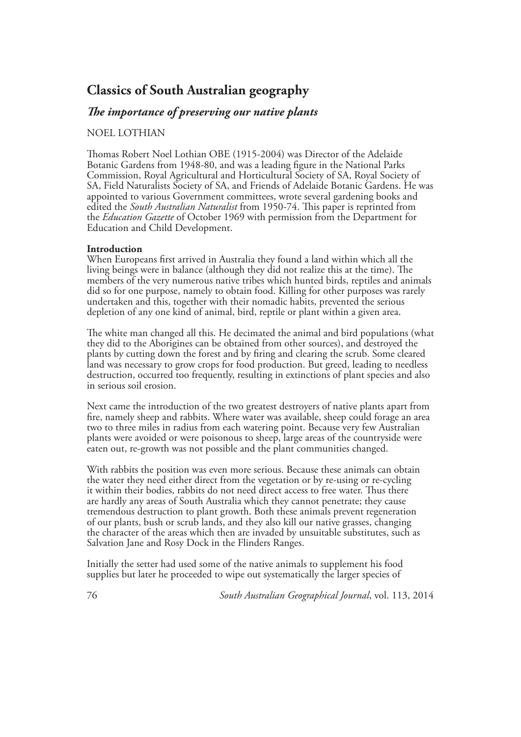# Classics of South Australian geography

## *The importance of preserving our native plants*

NOEL LOTHIAN

Thomas Robert Noel Lothian OBE (1915-2004) was Director of the Adelaide Botanic Gardens from 1948-80, and was a leading figure in the National Parks Commission, Royal Agricultural and Horticultural Society of SA, Royal Society of SA, Field Naturalists Society of SA, and Friends of Adelaide Botanic Gardens. He was appointed to various Government committees, wrote several gardening books and edited the *South Australian Naturalist* from 1950-74. This paper is reprinted from the *Education Gazette* of October 1969 with permission from the Department for Education and Child Development.

**Introduction**

When Europeans first arrived in Australia they found a land within which all the living beings were in balance (although they did not realize this at the time). The members of the very numerous native tribes which hunted birds, reptiles and animals did so for one purpose, namely to obtain food. Killing for other purposes was rarely undertaken and this, together with their nomadic habits, prevented the serious depletion of any one kind of animal, bird, reptile or plant within a given area.

The white man changed all this. He decimated the animal and bird populations (what they did to the Aborigines can be obtained from other sources), and destroyed the plants by cutting down the forest and by firing and clearing the scrub. Some cleared land was necessary to grow crops for food production. But greed, leading to needless destruction, occurred too frequently, resulting in extinctions of plant species and also in serious soil erosion.

Next came the introduction of the two greatest destroyers of native plants apart from fire, namely sheep and rabbits. Where water was available, sheep could forage an area two to three miles in radius from each watering point. Because very few Australian plants were avoided or were poisonous to sheep, large areas of the countryside were eaten out, re-growth was not possible and the plant communities changed.

With rabbits the position was even more serious. Because these animals can obtain the water they need either direct from the vegetation or by re-using or re-cycling it within their bodies, rabbits do not need direct access to free water. Thus there are hardly any areas of South Australia which they cannot penetrate; they cause tremendous destruction to plant growth. Both these animals prevent regeneration of our plants, bush or scrub lands, and they also kill our native grasses, changing the character of the areas which then are invaded by unsuitable substitutes, such as Salvation Jane and Rosy Dock in the Flinders Ranges.

Initially the setter had used some of the native animals to supplement his food supplies but later he proceeded to wipe out systematically the larger species of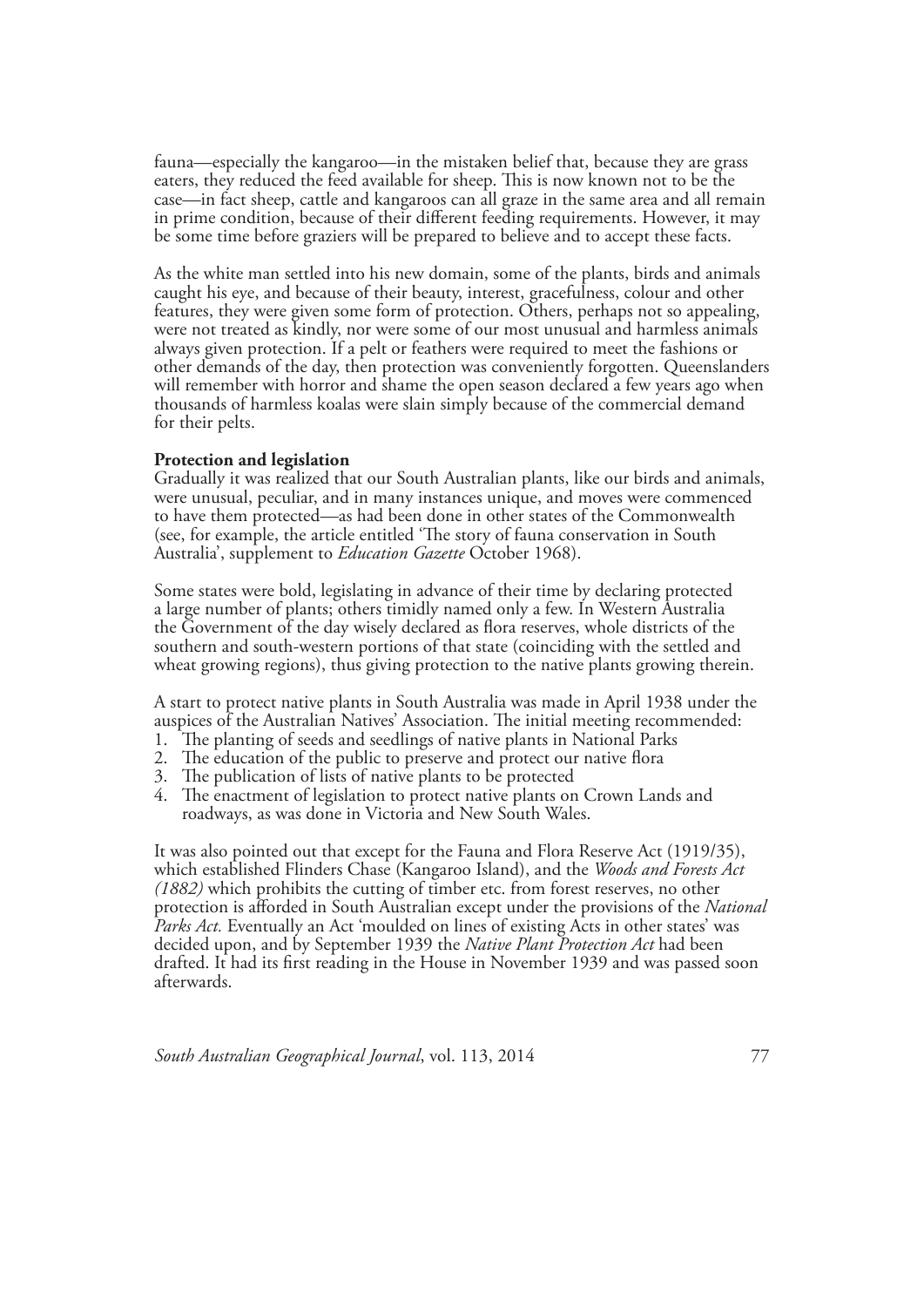fauna—especially the kangaroo—in the mistaken belief that, because they are grass eaters, they reduced the feed available for sheep. This is now known not to be the case—in fact sheep, cattle and kangaroos can all graze in the same area and all remain in prime condition, because of their different feeding requirements. However, it may be some time before graziers will be prepared to believe and to accept these facts.

As the white man settled into his new domain, some of the plants, birds and animals caught his eye, and because of their beauty, interest, gracefulness, colour and other features, they were given some form of protection. Others, perhaps not so appealing, were not treated as kindly, nor were some of our most unusual and harmless animals always given protection. If a pelt or feathers were required to meet the fashions or other demands of the day, then protection was conveniently forgotten. Queenslanders will remember with horror and shame the open season declared a few years ago when thousands of harmless koalas were slain simply because of the commercial demand for their pelts.

**Protection and legislation**

Gradually it was realized that our South Australian plants, like our birds and animals, were unusual, peculiar, and in many instances unique, and moves were commenced to have them protected—as had been done in other states of the Commonwealth (see, for example, the article entitled 'The story of fauna conservation in South Australia', supplement to *Education Gazette* October 1968).

Some states were bold, legislating in advance of their time by declaring protected a large number of plants; others timidly named only a few. In Western Australia the Government of the day wisely declared as flora reserves, whole districts of the southern and south-western portions of that state (coinciding with the settled and wheat growing regions), thus giving protection to the native plants growing therein.

A start to protect native plants in South Australia was made in April 1938 under the auspices of the Australian Natives' Association. The initial meeting recommended:

1. The planting of seeds and seedlings of native plants in National Parks
2. The education of the public to preserve and protect our native flora
3. The publication of lists of native plants to be protected
4. The enactment of legislation to protect native plants on Crown Lands and roadways, as was done in Victoria and New South Wales.

It was also pointed out that except for the Fauna and Flora Reserve Act (1919/35), which established Flinders Chase (Kangaroo Island), and the *Woods and Forests Act (1882)* which prohibits the cutting of timber etc. from forest reserves, no other protection is afforded in South Australian except under the provisions of the *National Parks Act.* Eventually an Act 'moulded on lines of existing Acts in other states' was decided upon, and by September 1939 the *Native Plant Protection Act* had been drafted. It had its first reading in the House in November 1939 and was passed soon afterwards.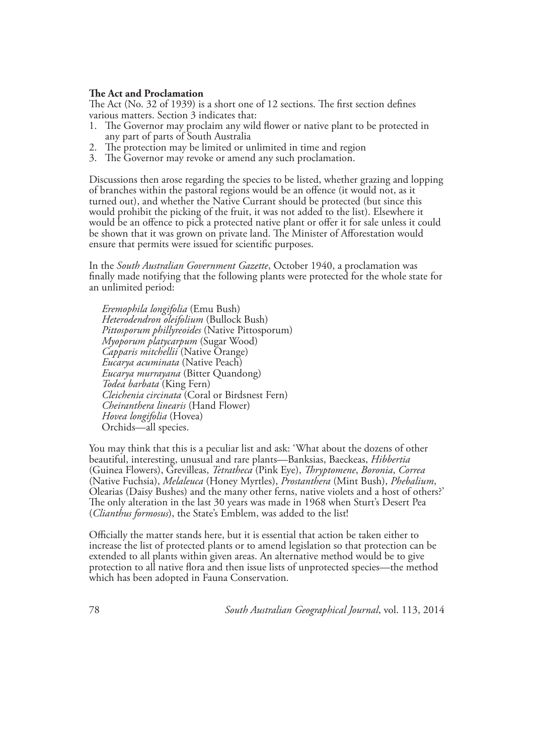**The Act and Proclamation**

The Act (No. 32 of 1939) is a short one of 12 sections. The first section defines various matters. Section 3 indicates that:

1. The Governor may proclaim any wild flower or native plant to be protected in any part of parts of South Australia
2. The protection may be limited or unlimited in time and region
3. The Governor may revoke or amend any such proclamation.

Discussions then arose regarding the species to be listed, whether grazing and lopping of branches within the pastoral regions would be an offence (it would not, as it turned out), and whether the Native Currant should be protected (but since this would prohibit the picking of the fruit, it was not added to the list). Elsewhere it would be an offence to pick a protected native plant or offer it for sale unless it could be shown that it was grown on private land. The Minister of Afforestation would ensure that permits were issued for scientific purposes.

In the *South Australian Government Gazette*, October 1940, a proclamation was finally made notifying that the following plants were protected for the whole state for an unlimited period:

*Eremophila longifolia* (Emu Bush)
*Heterodendron oleifolium* (Bullock Bush)
*Pittosporum phillyreoides* (Native Pittosporum)
*Myoporum platycarpum* (Sugar Wood)
*Capparis mitchellii* (Native Orange)
*Eucarya acuminata* (Native Peach)
*Eucarya murrayana* (Bitter Quandong)
*Todea barbata* (King Fern)
*Cleichenia circinata* (Coral or Birdsnest Fern)
*Cheiranthera linearis* (Hand Flower)
*Hovea longifolia* (Hovea)
Orchids—all species.

You may think that this is a peculiar list and ask: 'What about the dozens of other beautiful, interesting, unusual and rare plants—Banksias, Baeckeas, *Hibbertia* (Guinea Flowers), Grevilleas, *Tetratheca* (Pink Eye), *Thryptomene*, *Boronia*, *Correa* (Native Fuchsia), *Melaleuca* (Honey Myrtles), *Prostanthera* (Mint Bush), *Phebalium*, Olearias (Daisy Bushes) and the many other ferns, native violets and a host of others?' The only alteration in the last 30 years was made in 1968 when Sturt's Desert Pea (*Clianthus formosus*), the State's Emblem, was added to the list!

Officially the matter stands here, but it is essential that action be taken either to increase the list of protected plants or to amend legislation so that protection can be extended to all plants within given areas. An alternative method would be to give protection to all native flora and then issue lists of unprotected species—the method which has been adopted in Fauna Conservation.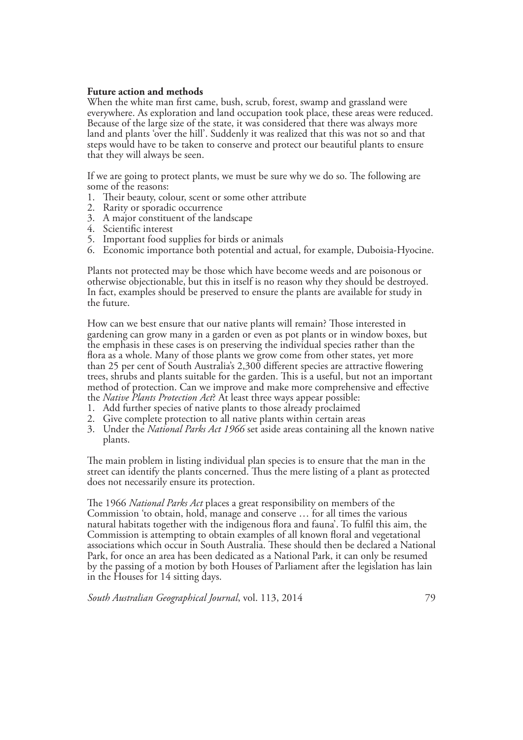**Future action and methods**

When the white man first came, bush, scrub, forest, swamp and grassland were everywhere. As exploration and land occupation took place, these areas were reduced. Because of the large size of the state, it was considered that there was always more land and plants 'over the hill'. Suddenly it was realized that this was not so and that steps would have to be taken to conserve and protect our beautiful plants to ensure that they will always be seen.

If we are going to protect plants, we must be sure why we do so. The following are some of the reasons:

1. Their beauty, colour, scent or some other attribute
2. Rarity or sporadic occurrence
3. A major constituent of the landscape
4. Scientific interest
5. Important food supplies for birds or animals
6. Economic importance both potential and actual, for example, Duboisia-Hyocine.

Plants not protected may be those which have become weeds and are poisonous or otherwise objectionable, but this in itself is no reason why they should be destroyed. In fact, examples should be preserved to ensure the plants are available for study in the future.

How can we best ensure that our native plants will remain? Those interested in gardening can grow many in a garden or even as pot plants or in window boxes, but the emphasis in these cases is on preserving the individual species rather than the flora as a whole. Many of those plants we grow come from other states, yet more than 25 per cent of South Australia's 2,300 different species are attractive flowering trees, shrubs and plants suitable for the garden. This is a useful, but not an important method of protection. Can we improve and make more comprehensive and effective the *Native Plants Protection Act*? At least three ways appear possible:

1. Add further species of native plants to those already proclaimed
2. Give complete protection to all native plants within certain areas
3. Under the *National Parks Act 1966* set aside areas containing all the known native plants.

The main problem in listing individual plan species is to ensure that the man in the street can identify the plants concerned. Thus the mere listing of a plant as protected does not necessarily ensure its protection.

The 1966 *National Parks Act* places a great responsibility on members of the Commission 'to obtain, hold, manage and conserve … for all times the various natural habitats together with the indigenous flora and fauna'. To fulfil this aim, the Commission is attempting to obtain examples of all known floral and vegetational associations which occur in South Australia. These should then be declared a National Park, for once an area has been dedicated as a National Park, it can only be resumed by the passing of a motion by both Houses of Parliament after the legislation has lain in the Houses for 14 sitting days.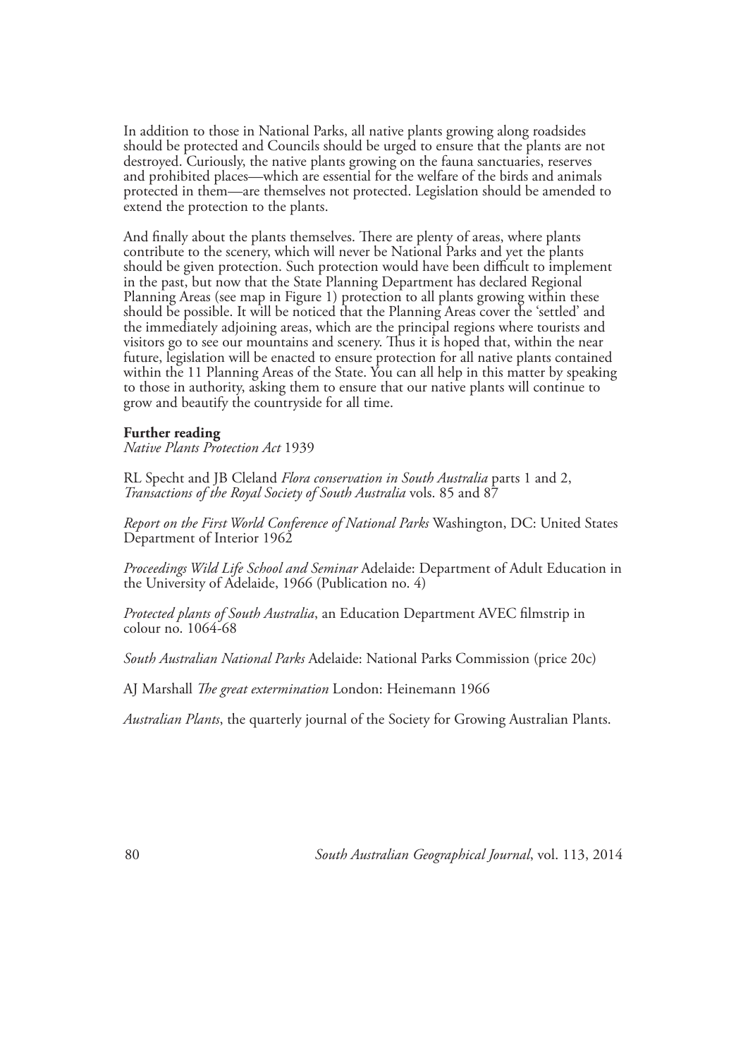In addition to those in National Parks, all native plants growing along roadsides should be protected and Councils should be urged to ensure that the plants are not destroyed. Curiously, the native plants growing on the fauna sanctuaries, reserves and prohibited places—which are essential for the welfare of the birds and animals protected in them—are themselves not protected. Legislation should be amended to extend the protection to the plants.

And finally about the plants themselves. There are plenty of areas, where plants contribute to the scenery, which will never be National Parks and yet the plants should be given protection. Such protection would have been difficult to implement in the past, but now that the State Planning Department has declared Regional Planning Areas (see map in Figure 1) protection to all plants growing within these should be possible. It will be noticed that the Planning Areas cover the 'settled' and the immediately adjoining areas, which are the principal regions where tourists and visitors go to see our mountains and scenery. Thus it is hoped that, within the near future, legislation will be enacted to ensure protection for all native plants contained within the 11 Planning Areas of the State. You can all help in this matter by speaking to those in authority, asking them to ensure that our native plants will continue to grow and beautify the countryside for all time.

**Further reading**

*Native Plants Protection Act* 1939

RL Specht and JB Cleland *Flora conservation in South Australia* parts 1 and 2, *Transactions of the Royal Society of South Australia* vols. 85 and 87

*Report on the First World Conference of National Parks* Washington, DC: United States Department of Interior 1962

*Proceedings Wild Life School and Seminar* Adelaide: Department of Adult Education in the University of Adelaide, 1966 (Publication no. 4)

*Protected plants of South Australia*, an Education Department AVEC filmstrip in colour no. 1064-68

*South Australian National Parks* Adelaide: National Parks Commission (price 20c)

AJ Marshall *The great extermination* London: Heinemann 1966

*Australian Plants*, the quarterly journal of the Society for Growing Australian Plants.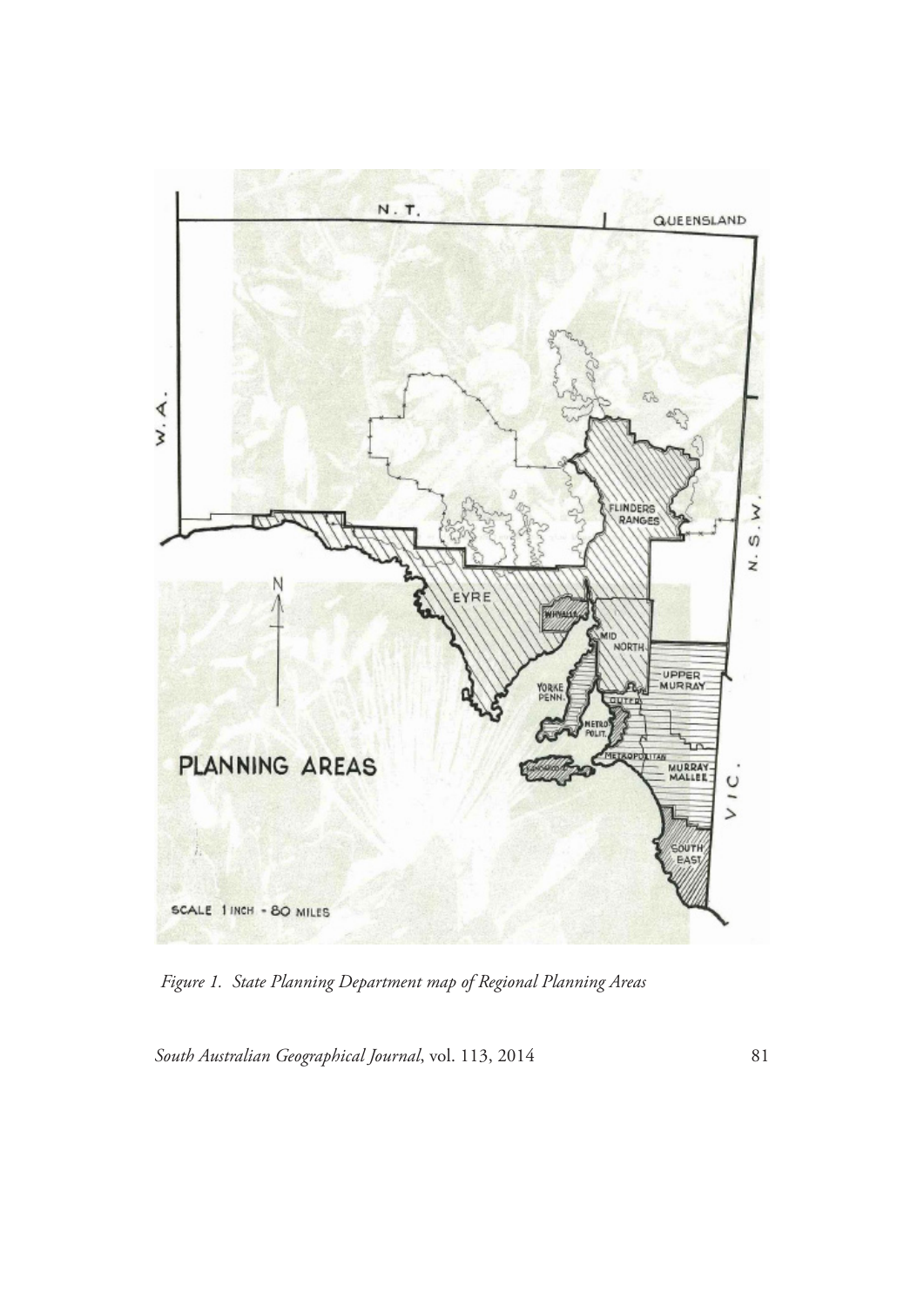N. T.

QUEENSLAND

W. A.

N. S. W.

VIC.

FLINDERS RANGES

EYRE

WHYALLA

MID NORTH

UPPER MURRAY

YORKE PENN.

OUTER

METRO POLIT.

METROPOLITAN

MURRAY MALLEE

SOUTH EAST

N

PLANNING AREAS

SCALE 1 INCH = 80 MILES

*Figure 1. State Planning Department map of Regional Planning Areas*